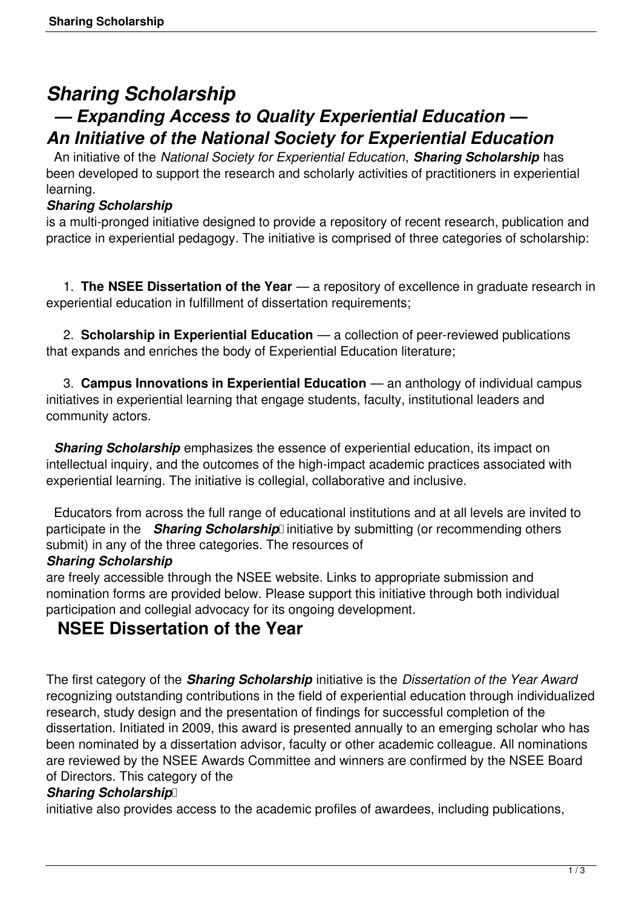# *Sharing Scholarship*
## *— Expanding Access to Quality Experiential Education —*
## *An Initiative of the National Society for Experiential Education*

An initiative of the *National Society for Experiential Education*, ***Sharing Scholarship*** has been developed to support the research and scholarly activities of practitioners in experiential learning.

***Sharing Scholarship*** is a multi-pronged initiative designed to provide a repository of recent research, publication and practice in experiential pedagogy. The initiative is comprised of three categories of scholarship:

1. **The NSEE Dissertation of the Year** — a repository of excellence in graduate research in experiential education in fulfillment of dissertation requirements;

2. **Scholarship in Experiential Education** — a collection of peer-reviewed publications that expands and enriches the body of Experiential Education literature;

3. **Campus Innovations in Experiential Education** — an anthology of individual campus initiatives in experiential learning that engage students, faculty, institutional leaders and community actors.

***Sharing Scholarship*** emphasizes the essence of experiential education, its impact on intellectual inquiry, and the outcomes of the high-impact academic practices associated with experiential learning. The initiative is collegial, collaborative and inclusive.

Educators from across the full range of educational institutions and at all levels are invited to participate in the ***Sharing Scholarship*** initiative by submitting (or recommending others submit) in any of the three categories. The resources of ***Sharing Scholarship*** are freely accessible through the NSEE website. Links to appropriate submission and nomination forms are provided below. Please support this initiative through both individual participation and collegial advocacy for its ongoing development.

## NSEE Dissertation of the Year

The first category of the ***Sharing Scholarship*** initiative is the *Dissertation of the Year Award* recognizing outstanding contributions in the field of experiential education through individualized research, study design and the presentation of findings for successful completion of the dissertation. Initiated in 2009, this award is presented annually to an emerging scholar who has been nominated by a dissertation advisor, faculty or other academic colleague. All nominations are reviewed by the NSEE Awards Committee and winners are confirmed by the NSEE Board of Directors. This category of the ***Sharing Scholarship*** initiative also provides access to the academic profiles of awardees, including publications,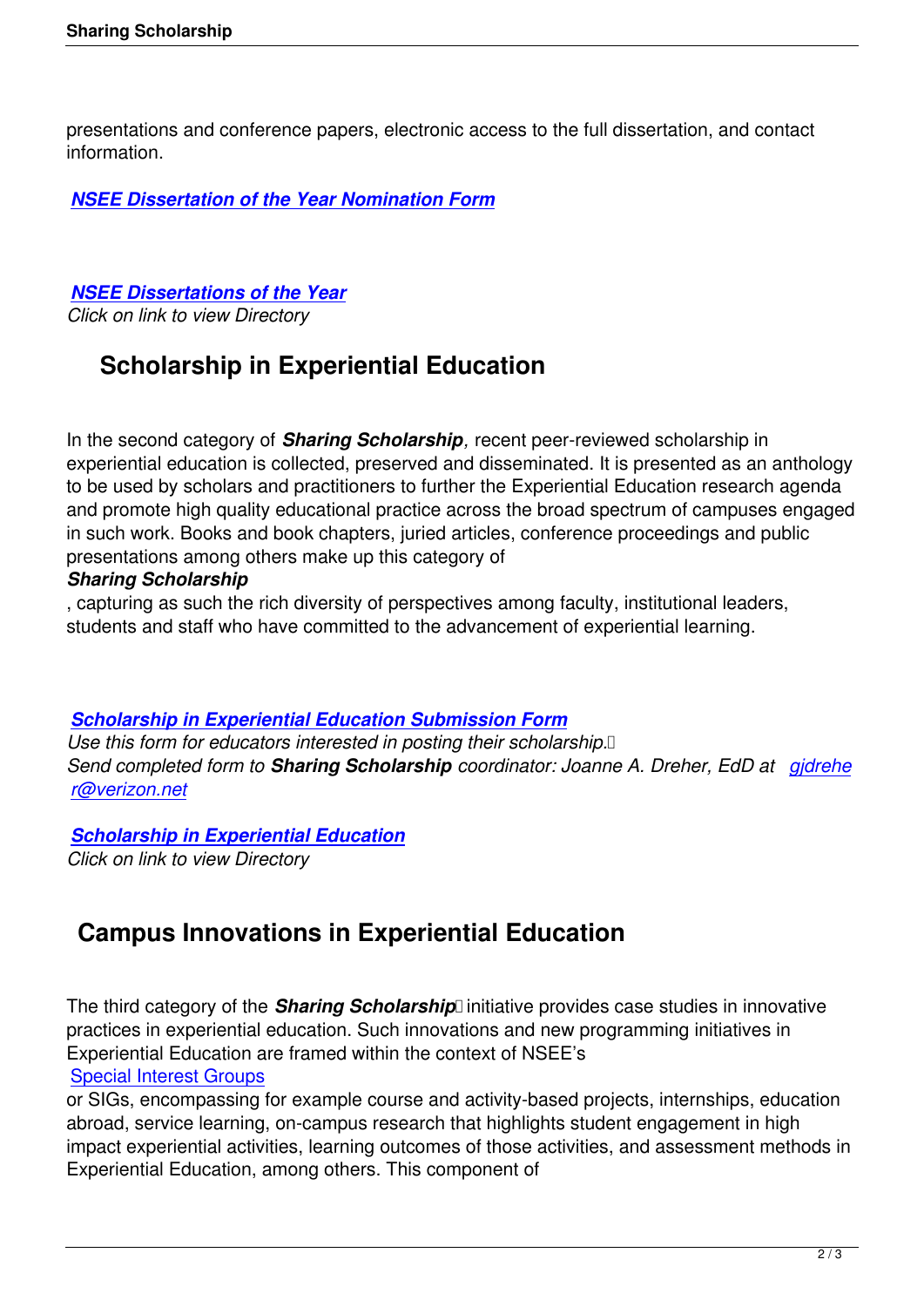presentations and conference papers, electronic access to the full dissertation, and contact information.

***NSEE Dissertation of the Year Nomination Form***

***NSEE Dissertations of the Year***
*Click on link to view Directory*

## Scholarship in Experiential Education

In the second category of ***Sharing Scholarship**,* recent peer-reviewed scholarship in experiential education is collected, preserved and disseminated. It is presented as an anthology to be used by scholars and practitioners to further the Experiential Education research agenda and promote high quality educational practice across the broad spectrum of campuses engaged in such work. Books and book chapters, juried articles, conference proceedings and public presentations among others make up this category of ***Sharing Scholarship***, capturing as such the rich diversity of perspectives among faculty, institutional leaders, students and staff who have committed to the advancement of experiential learning.

***Scholarship in Experiential Education Submission Form***
*Use this form for educators interested in posting their scholarship.*
*Send completed form to **Sharing Scholarship** coordinator: Joanne A. Dreher, EdD at gjdreher@verizon.net*

***Scholarship in Experiential Education***
*Click on link to view Directory*

## Campus Innovations in Experiential Education

The third category of the ***Sharing Scholarship*** initiative provides case studies in innovative practices in experiential education. Such innovations and new programming initiatives in Experiential Education are framed within the context of NSEE's Special Interest Groups or SIGs, encompassing for example course and activity-based projects, internships, education abroad, service learning, on-campus research that highlights student engagement in high impact experiential activities, learning outcomes of those activities, and assessment methods in Experiential Education, among others. This component of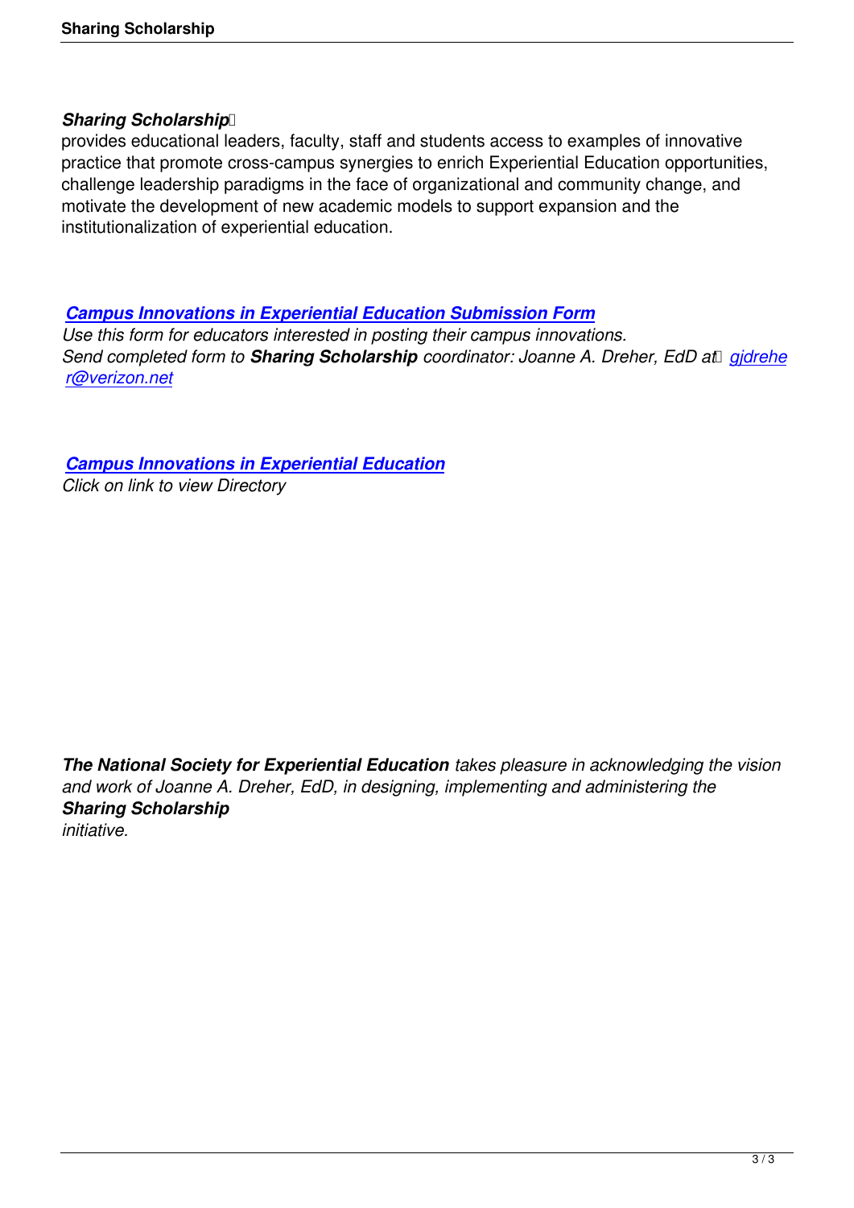***Sharing Scholarship***
provides educational leaders, faculty, staff and students access to examples of innovative practice that promote cross-campus synergies to enrich Experiential Education opportunities, challenge leadership paradigms in the face of organizational and community change, and motivate the development of new academic models to support expansion and the institutionalization of experiential education.

***Campus Innovations in Experiential Education Submission Form***
*Use this form for educators interested in posting their campus innovations.*
*Send completed form to **Sharing Scholarship** coordinator: Joanne A. Dreher, EdD at gjdreher@verizon.net*

***Campus Innovations in Experiential Education***
*Click on link to view Directory*

***The National Society for Experiential Education** takes pleasure in acknowledging the vision and work of Joanne A. Dreher, EdD, in designing, implementing and administering the **Sharing Scholarship** initiative.*